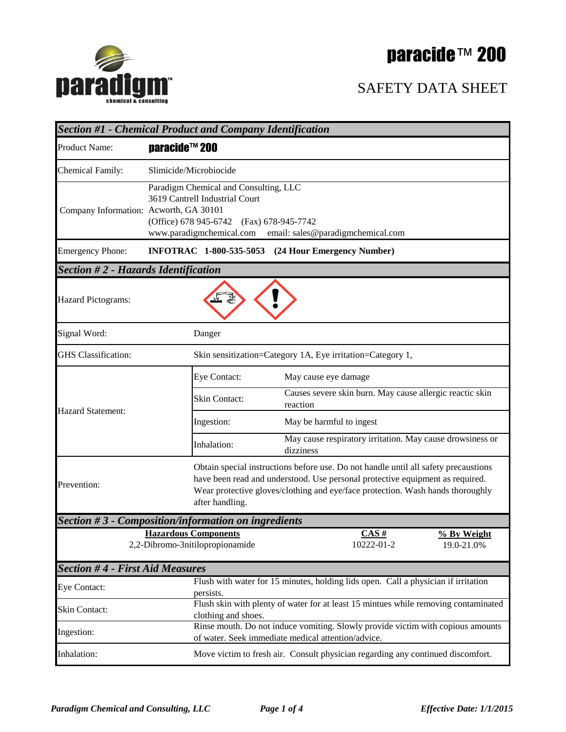# paracide™ 200

## SAFETY DATA SHEET

### Section #1 - Chemical Product and Company Identification

| | |
|---|---|
| Product Name: | **paracide™ 200** |
| Chemical Family: | Slimicide/Microbiocide |
| Company Information: | Paradigm Chemical and Consulting, LLC<br>3619 Cantrell Industrial Court<br>Acworth, GA 30101<br>(Office) 678 945-6742 (Fax) 678-945-7742<br>www.paradigmchemical.com email: sales@paradigmchemical.com |
| Emergency Phone: | **INFOTRAC 1-800-535-5053 (24 Hour Emergency Number)** |

### Section # 2 - Hazards Identification

| | | |
|---|---|---|
| Hazard Pictograms: | | |
| Signal Word: | Danger | |
| GHS Classification: | Skin sensitization=Category 1A, Eye irritation=Category 1, | |
| Hazard Statement: | Eye Contact: | May cause eye damage |
| | Skin Contact: | Causes severe skin burn. May cause allergic reactic skin reaction |
| | Ingestion: | May be harmful to ingest |
| | Inhalation: | May cause respiratory irritation. May cause drowsiness or dizziness |
| Prevention: | Obtain special instructions before use. Do not handle until all safety precausltions have been read and understood. Use personal protective equipment as required. Wear protective gloves/clothing and eye/face protection. Wash hands thoroughly after handling. | |

### Section # 3 - Composition/information on ingredients

| Hazardous Components | CAS # | % By Weight |
|---|---|---|
| 2,2-Dibromo-3nitilopropionamide | 10222-01-2 | 19.0-21.0% |

### Section # 4 - First Aid Measures

| | |
|---|---|
| Eye Contact: | Flush with water for 15 minutes, holding lids open. Call a physician if irritation persists. |
| Skin Contact: | Flush skin with plenty of water for at least 15 mintues while removing contaminated clothing and shoes. |
| Ingestion: | Rinse mouth. Do not induce vomiting. Slowly provide victim with copious amounts of water. Seek immediate medical attention/advice. |
| Inhalation: | Move victim to fresh air. Consult physician regarding any continued discomfort. |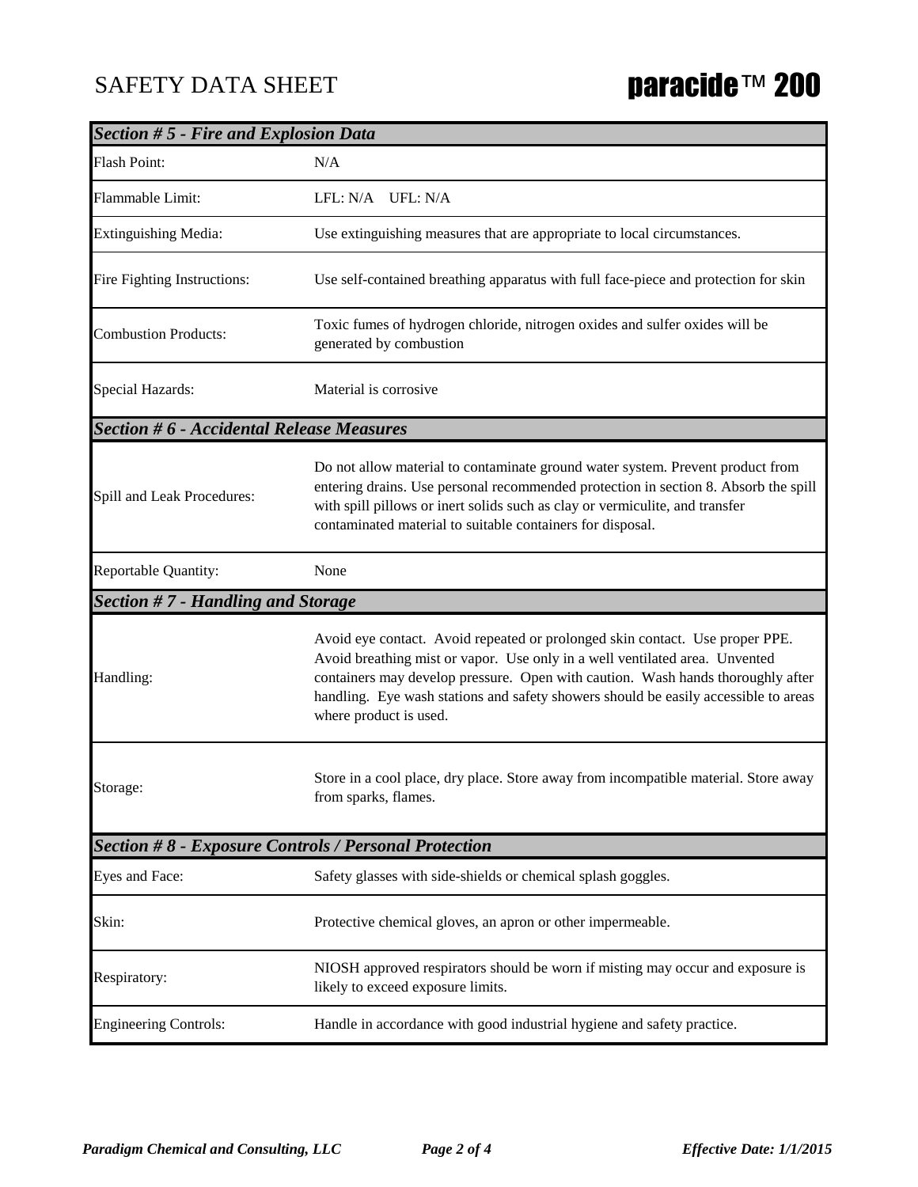# SAFETY DATA SHEET

## paracide™ 200

| Section # 5 - Fire and Explosion Data | |
|---|---|
| Flash Point: | N/A |
| Flammable Limit: | LFL: N/A UFL: N/A |
| Extinguishing Media: | Use extinguishing measures that are appropriate to local circumstances. |
| Fire Fighting Instructions: | Use self-contained breathing apparatus with full face-piece and protection for skin |
| Combustion Products: | Toxic fumes of hydrogen chloride, nitrogen oxides and sulfer oxides will be generated by combustion |
| Special Hazards: | Material is corrosive |

| Section # 6 - Accidental Release Measures | |
|---|---|
| Spill and Leak Procedures: | Do not allow material to contaminate ground water system. Prevent product from entering drains. Use personal recommended protection in section 8. Absorb the spill with spill pillows or inert solids such as clay or vermiculite, and transfer contaminated material to suitable containers for disposal. |
| Reportable Quantity: | None |

| Section # 7 - Handling and Storage | |
|---|---|
| Handling: | Avoid eye contact. Avoid repeated or prolonged skin contact. Use proper PPE. Avoid breathing mist or vapor. Use only in a well ventilated area. Unvented containers may develop pressure. Open with caution. Wash hands thoroughly after handling. Eye wash stations and safety showers should be easily accessible to areas where product is used. |
| Storage: | Store in a cool place, dry place. Store away from incompatible material. Store away from sparks, flames. |

| Section # 8 - Exposure Controls / Personal Protection | |
|---|---|
| Eyes and Face: | Safety glasses with side-shields or chemical splash goggles. |
| Skin: | Protective chemical gloves, an apron or other impermeable. |
| Respiratory: | NIOSH approved respirators should be worn if misting may occur and exposure is likely to exceed exposure limits. |
| Engineering Controls: | Handle in accordance with good industrial hygiene and safety practice. |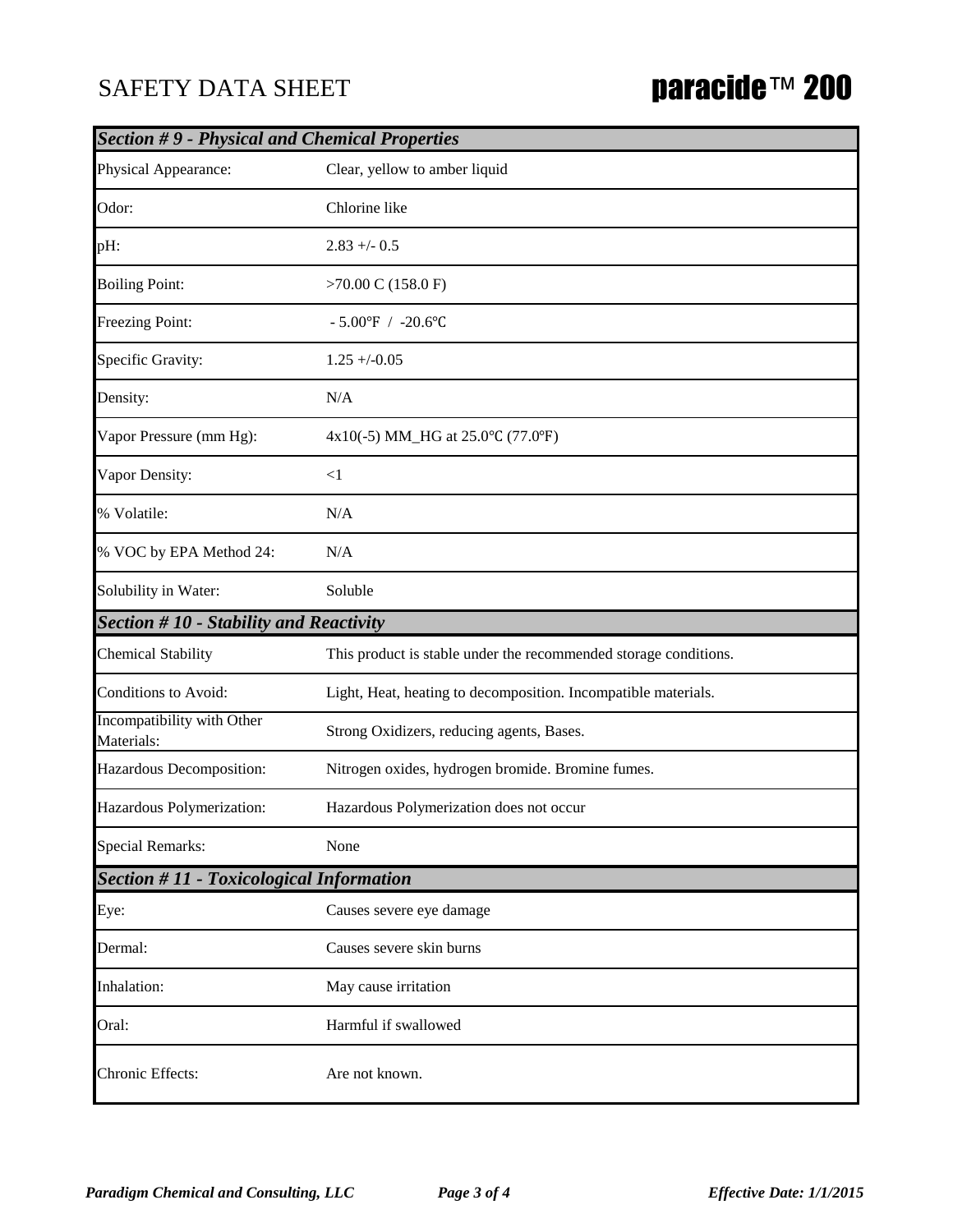SAFETY DATA SHEET

**paracide™ 200**

| ***Section # 9 - Physical and Chemical Properties*** | |
|---|---|
| Physical Appearance: | Clear, yellow to amber liquid |
| Odor: | Chlorine like |
| pH: | 2.83 +/- 0.5 |
| Boiling Point: | >70.00 C (158.0 F) |
| Freezing Point: | - 5.00℉ / -20.6℃ |
| Specific Gravity: | 1.25 +/-0.05 |
| Density: | N/A |
| Vapor Pressure (mm Hg): | 4x10(-5) MM_HG at 25.0℃ (77.0℉) |
| Vapor Density: | <1 |
| % Volatile: | N/A |
| % VOC by EPA Method 24: | N/A |
| Solubility in Water: | Soluble |
| ***Section # 10 - Stability and Reactivity*** | |
| Chemical Stability | This product is stable under the recommended storage conditions. |
| Conditions to Avoid: | Light, Heat, heating to decomposition. Incompatible materials. |
| Incompatibility with Other Materials: | Strong Oxidizers, reducing agents, Bases. |
| Hazardous Decomposition: | Nitrogen oxides, hydrogen bromide. Bromine fumes. |
| Hazardous Polymerization: | Hazardous Polymerization does not occur |
| Special Remarks: | None |
| ***Section # 11 - Toxicological Information*** | |
| Eye: | Causes severe eye damage |
| Dermal: | Causes severe skin burns |
| Inhalation: | May cause irritation |
| Oral: | Harmful if swallowed |
| Chronic Effects: | Are not known. |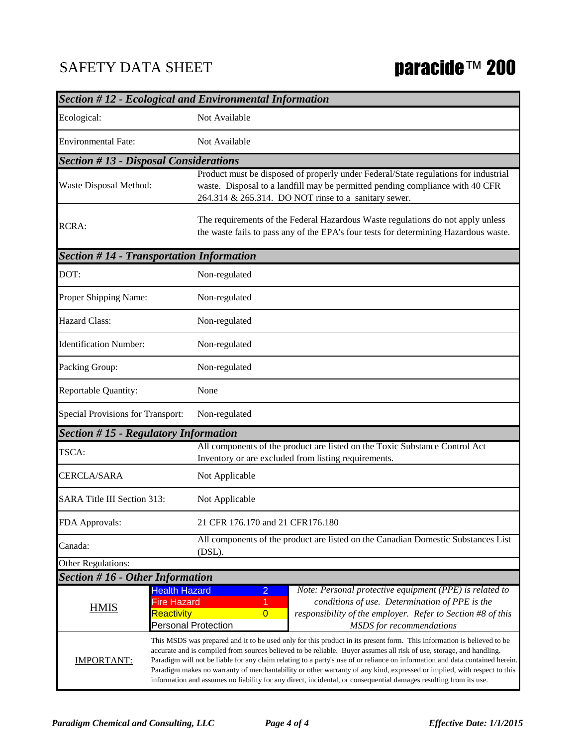# SAFETY DATA SHEET

# paracide™ 200

## Section # 12 - Ecological and Environmental Information

| | |
|---|---|
| Ecological: | Not Available |
| Environmental Fate: | Not Available |

## Section # 13 - Disposal Considerations

| | |
|---|---|
| Waste Disposal Method: | Product must be disposed of properly under Federal/State regulations for industrial waste. Disposal to a landfill may be permitted pending compliance with 40 CFR 264.314 & 265.314. DO NOT rinse to a sanitary sewer. |
| RCRA: | The requirements of the Federal Hazardous Waste regulations do not apply unless the waste fails to pass any of the EPA's four tests for determining Hazardous waste. |

## Section # 14 - Transportation Information

| | |
|---|---|
| DOT: | Non-regulated |
| Proper Shipping Name: | Non-regulated |
| Hazard Class: | Non-regulated |
| Identification Number: | Non-regulated |
| Packing Group: | Non-regulated |
| Reportable Quantity: | None |
| Special Provisions for Transport: | Non-regulated |

## Section # 15 - Regulatory Information

| | |
|---|---|
| TSCA: | All components of the product are listed on the Toxic Substance Control Act Inventory or are excluded from listing requirements. |
| CERCLA/SARA | Not Applicable |
| SARA Title III Section 313: | Not Applicable |
| FDA Approvals: | 21 CFR 176.170 and 21 CFR176.180 |
| Canada: | All components of the product are listed on the Canadian Domestic Substances List (DSL). |
| Other Regulations: | |

## Section # 16 - Other Information

| | | | |
|---|---|---|---|
| HMIS | Health Hazard | 2 | *Note: Personal protective equipment (PPE) is related to conditions of use. Determination of PPE is the responsibility of the employer. Refer to Section #8 of this MSDS for recommendations* |
| | Fire Hazard | 1 | |
| | Reactivity | 0 | |
| | Personal Protection | | |

**IMPORTANT:** This MSDS was prepared and it to be used only for this product in its present form. This information is believed to be accurate and is compiled from sources believed to be reliable. Buyer assumes all risk of use, storage, and handling. Paradigm will not be liable for any claim relating to a party's use of or reliance on information and data contained herein. Paradigm makes no warranty of merchantability or other warranty of any kind, expressed or implied, with respect to this information and assumes no liability for any direct, incidental, or consequential damages resulting from its use.

*Paradigm Chemical and Consulting, LLC* *Effective Date: 1/1/2015*